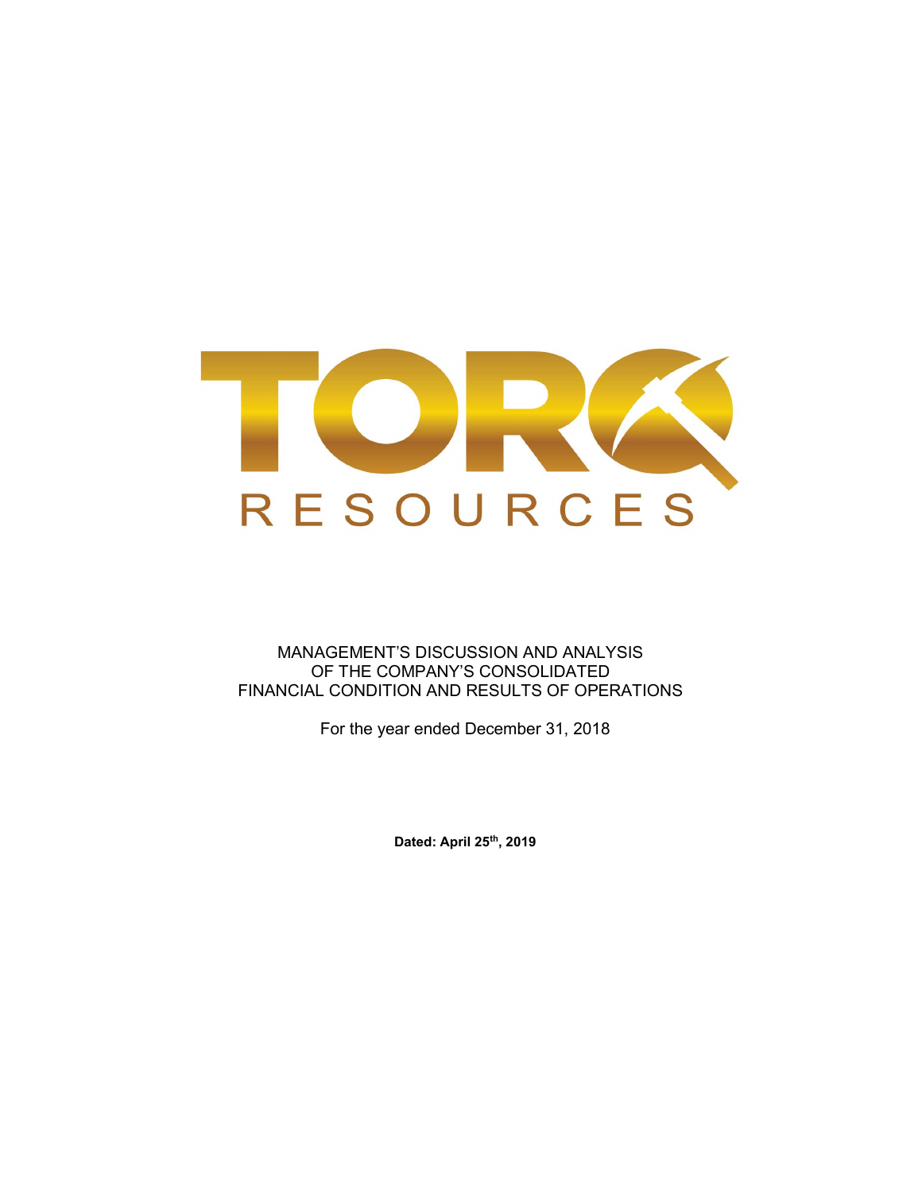TORQ

RESOURCES

MANAGEMENT'S DISCUSSION AND ANALYSIS
OF THE COMPANY'S CONSOLIDATED
FINANCIAL CONDITION AND RESULTS OF OPERATIONS

For the year ended December 31, 2018

**Dated: April 25th, 2019**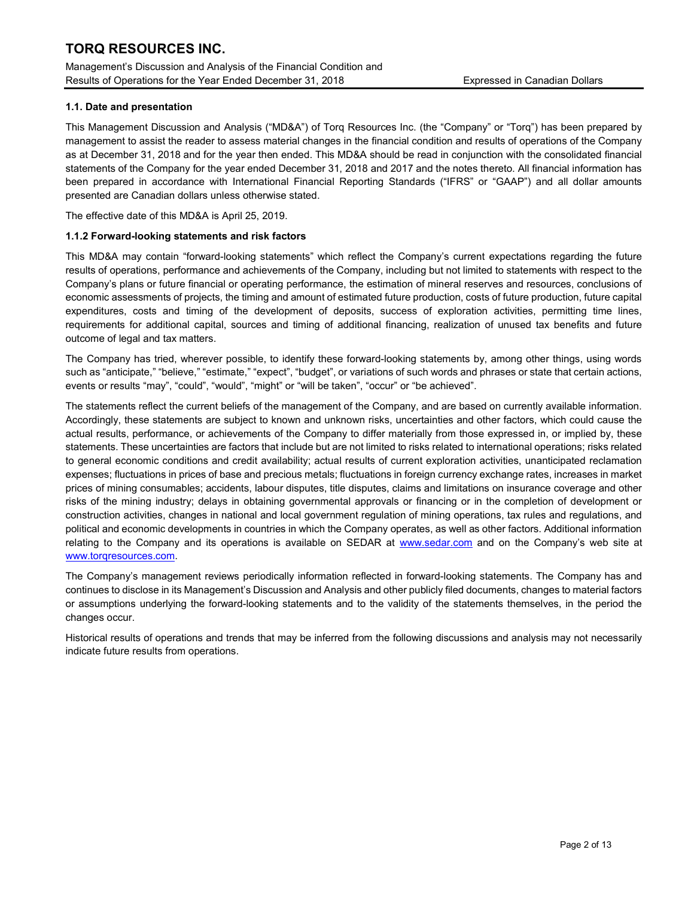### 1.1. Date and presentation

This Management Discussion and Analysis ("MD&A") of Torq Resources Inc. (the "Company" or "Torq") has been prepared by management to assist the reader to assess material changes in the financial condition and results of operations of the Company as at December 31, 2018 and for the year then ended. This MD&A should be read in conjunction with the consolidated financial statements of the Company for the year ended December 31, 2018 and 2017 and the notes thereto. All financial information has been prepared in accordance with International Financial Reporting Standards ("IFRS" or "GAAP") and all dollar amounts presented are Canadian dollars unless otherwise stated.

The effective date of this MD&A is April 25, 2019.

### 1.1.2 Forward-looking statements and risk factors

This MD&A may contain "forward-looking statements" which reflect the Company's current expectations regarding the future results of operations, performance and achievements of the Company, including but not limited to statements with respect to the Company's plans or future financial or operating performance, the estimation of mineral reserves and resources, conclusions of economic assessments of projects, the timing and amount of estimated future production, costs of future production, future capital expenditures, costs and timing of the development of deposits, success of exploration activities, permitting time lines, requirements for additional capital, sources and timing of additional financing, realization of unused tax benefits and future outcome of legal and tax matters.

The Company has tried, wherever possible, to identify these forward-looking statements by, among other things, using words such as "anticipate," "believe," "estimate," "expect", "budget", or variations of such words and phrases or state that certain actions, events or results "may", "could", "would", "might" or "will be taken", "occur" or "be achieved".

The statements reflect the current beliefs of the management of the Company, and are based on currently available information. Accordingly, these statements are subject to known and unknown risks, uncertainties and other factors, which could cause the actual results, performance, or achievements of the Company to differ materially from those expressed in, or implied by, these statements. These uncertainties are factors that include but are not limited to risks related to international operations; risks related to general economic conditions and credit availability; actual results of current exploration activities, unanticipated reclamation expenses; fluctuations in prices of base and precious metals; fluctuations in foreign currency exchange rates, increases in market prices of mining consumables; accidents, labour disputes, title disputes, claims and limitations on insurance coverage and other risks of the mining industry; delays in obtaining governmental approvals or financing or in the completion of development or construction activities, changes in national and local government regulation of mining operations, tax rules and regulations, and political and economic developments in countries in which the Company operates, as well as other factors. Additional information relating to the Company and its operations is available on SEDAR at www.sedar.com and on the Company's web site at www.torqresources.com.

The Company's management reviews periodically information reflected in forward-looking statements. The Company has and continues to disclose in its Management's Discussion and Analysis and other publicly filed documents, changes to material factors or assumptions underlying the forward-looking statements and to the validity of the statements themselves, in the period the changes occur.

Historical results of operations and trends that may be inferred from the following discussions and analysis may not necessarily indicate future results from operations.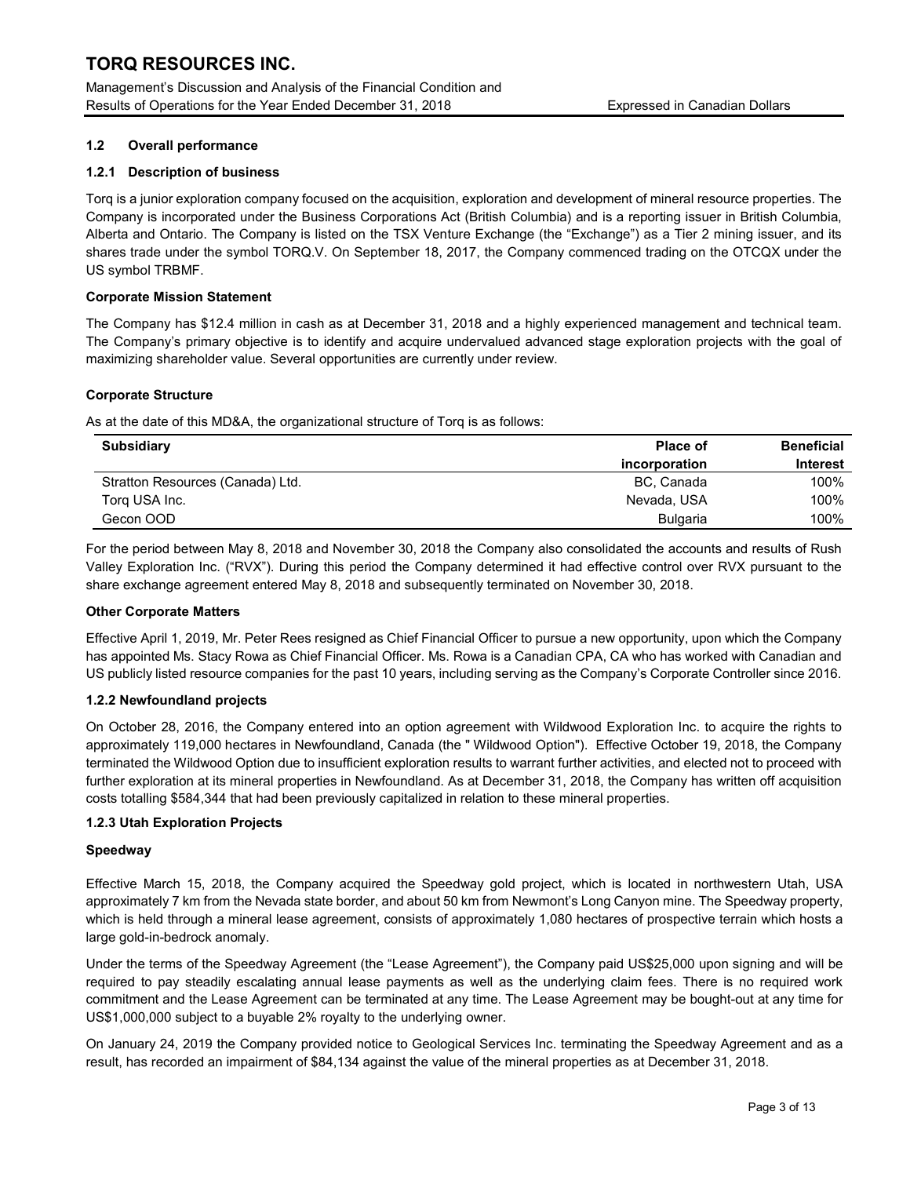### 1.2 Overall performance

#### 1.2.1 Description of business

Torq is a junior exploration company focused on the acquisition, exploration and development of mineral resource properties. The Company is incorporated under the Business Corporations Act (British Columbia) and is a reporting issuer in British Columbia, Alberta and Ontario. The Company is listed on the TSX Venture Exchange (the "Exchange") as a Tier 2 mining issuer, and its shares trade under the symbol TORQ.V. On September 18, 2017, the Company commenced trading on the OTCQX under the US symbol TRBMF.

**Corporate Mission Statement**

The Company has $12.4 million in cash as at December 31, 2018 and a highly experienced management and technical team. The Company's primary objective is to identify and acquire undervalued advanced stage exploration projects with the goal of maximizing shareholder value. Several opportunities are currently under review.

**Corporate Structure**

As at the date of this MD&A, the organizational structure of Torq is as follows:

| Subsidiary | Place of incorporation | Beneficial Interest |
|---|---|---|
| Stratton Resources (Canada) Ltd. | BC, Canada | 100% |
| Torq USA Inc. | Nevada, USA | 100% |
| Gecon OOD | Bulgaria | 100% |

For the period between May 8, 2018 and November 30, 2018 the Company also consolidated the accounts and results of Rush Valley Exploration Inc. ("RVX"). During this period the Company determined it had effective control over RVX pursuant to the share exchange agreement entered May 8, 2018 and subsequently terminated on November 30, 2018.

**Other Corporate Matters**

Effective April 1, 2019, Mr. Peter Rees resigned as Chief Financial Officer to pursue a new opportunity, upon which the Company has appointed Ms. Stacy Rowa as Chief Financial Officer. Ms. Rowa is a Canadian CPA, CA who has worked with Canadian and US publicly listed resource companies for the past 10 years, including serving as the Company's Corporate Controller since 2016.

#### 1.2.2 Newfoundland projects

On October 28, 2016, the Company entered into an option agreement with Wildwood Exploration Inc. to acquire the rights to approximately 119,000 hectares in Newfoundland, Canada (the " Wildwood Option"). Effective October 19, 2018, the Company terminated the Wildwood Option due to insufficient exploration results to warrant further activities, and elected not to proceed with further exploration at its mineral properties in Newfoundland. As at December 31, 2018, the Company has written off acquisition costs totalling $584,344 that had been previously capitalized in relation to these mineral properties.

#### 1.2.3 Utah Exploration Projects

**Speedway**

Effective March 15, 2018, the Company acquired the Speedway gold project, which is located in northwestern Utah, USA approximately 7 km from the Nevada state border, and about 50 km from Newmont's Long Canyon mine. The Speedway property, which is held through a mineral lease agreement, consists of approximately 1,080 hectares of prospective terrain which hosts a large gold-in-bedrock anomaly.

Under the terms of the Speedway Agreement (the "Lease Agreement"), the Company paid US$25,000 upon signing and will be required to pay steadily escalating annual lease payments as well as the underlying claim fees. There is no required work commitment and the Lease Agreement can be terminated at any time. The Lease Agreement may be bought-out at any time for US$1,000,000 subject to a buyable 2% royalty to the underlying owner.

On January 24, 2019 the Company provided notice to Geological Services Inc. terminating the Speedway Agreement and as a result, has recorded an impairment of $84,134 against the value of the mineral properties as at December 31, 2018.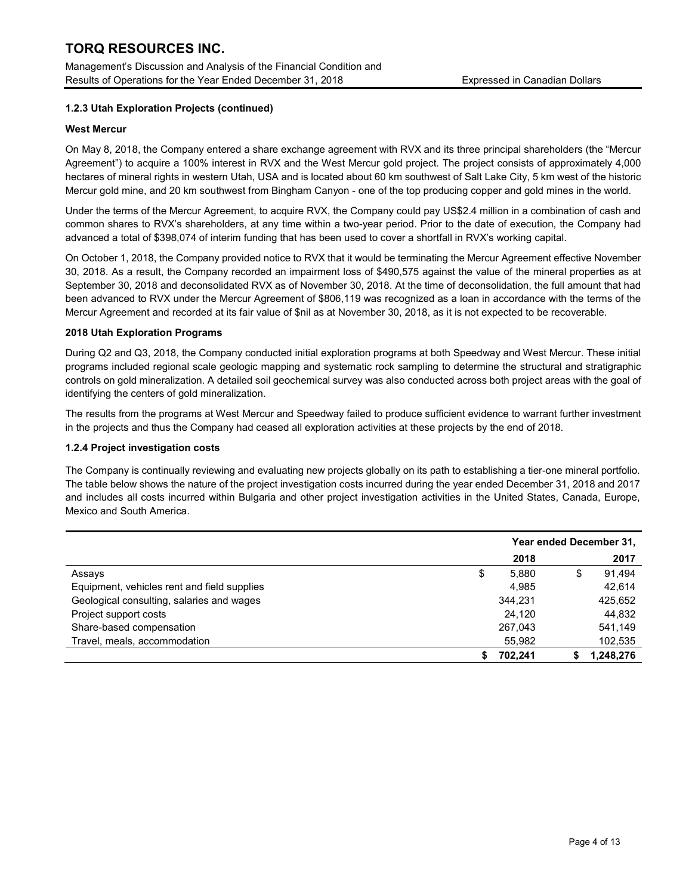### 1.2.3 Utah Exploration Projects (continued)

**West Mercur**

On May 8, 2018, the Company entered a share exchange agreement with RVX and its three principal shareholders (the "Mercur Agreement") to acquire a 100% interest in RVX and the West Mercur gold project. The project consists of approximately 4,000 hectares of mineral rights in western Utah, USA and is located about 60 km southwest of Salt Lake City, 5 km west of the historic Mercur gold mine, and 20 km southwest from Bingham Canyon - one of the top producing copper and gold mines in the world.

Under the terms of the Mercur Agreement, to acquire RVX, the Company could pay US$2.4 million in a combination of cash and common shares to RVX's shareholders, at any time within a two-year period. Prior to the date of execution, the Company had advanced a total of $398,074 of interim funding that has been used to cover a shortfall in RVX's working capital.

On October 1, 2018, the Company provided notice to RVX that it would be terminating the Mercur Agreement effective November 30, 2018. As a result, the Company recorded an impairment loss of $490,575 against the value of the mineral properties as at September 30, 2018 and deconsolidated RVX as of November 30, 2018. At the time of deconsolidation, the full amount that had been advanced to RVX under the Mercur Agreement of $806,119 was recognized as a loan in accordance with the terms of the Mercur Agreement and recorded at its fair value of $nil as at November 30, 2018, as it is not expected to be recoverable.

**2018 Utah Exploration Programs**

During Q2 and Q3, 2018, the Company conducted initial exploration programs at both Speedway and West Mercur. These initial programs included regional scale geologic mapping and systematic rock sampling to determine the structural and stratigraphic controls on gold mineralization. A detailed soil geochemical survey was also conducted across both project areas with the goal of identifying the centers of gold mineralization.

The results from the programs at West Mercur and Speedway failed to produce sufficient evidence to warrant further investment in the projects and thus the Company had ceased all exploration activities at these projects by the end of 2018.

### 1.2.4 Project investigation costs

The Company is continually reviewing and evaluating new projects globally on its path to establishing a tier-one mineral portfolio. The table below shows the nature of the project investigation costs incurred during the year ended December 31, 2018 and 2017 and includes all costs incurred within Bulgaria and other project investigation activities in the United States, Canada, Europe, Mexico and South America.

| | Year ended December 31, | |
|---|---|---|
| | **2018** | **2017** |
| Assays | $ 5,880 | $ 91,494 |
| Equipment, vehicles rent and field supplies | 4,985 | 42,614 |
| Geological consulting, salaries and wages | 344,231 | 425,652 |
| Project support costs | 24,120 | 44,832 |
| Share-based compensation | 267,043 | 541,149 |
| Travel, meals, accommodation | 55,982 | 102,535 |
| | **$ 702,241** | **$ 1,248,276** |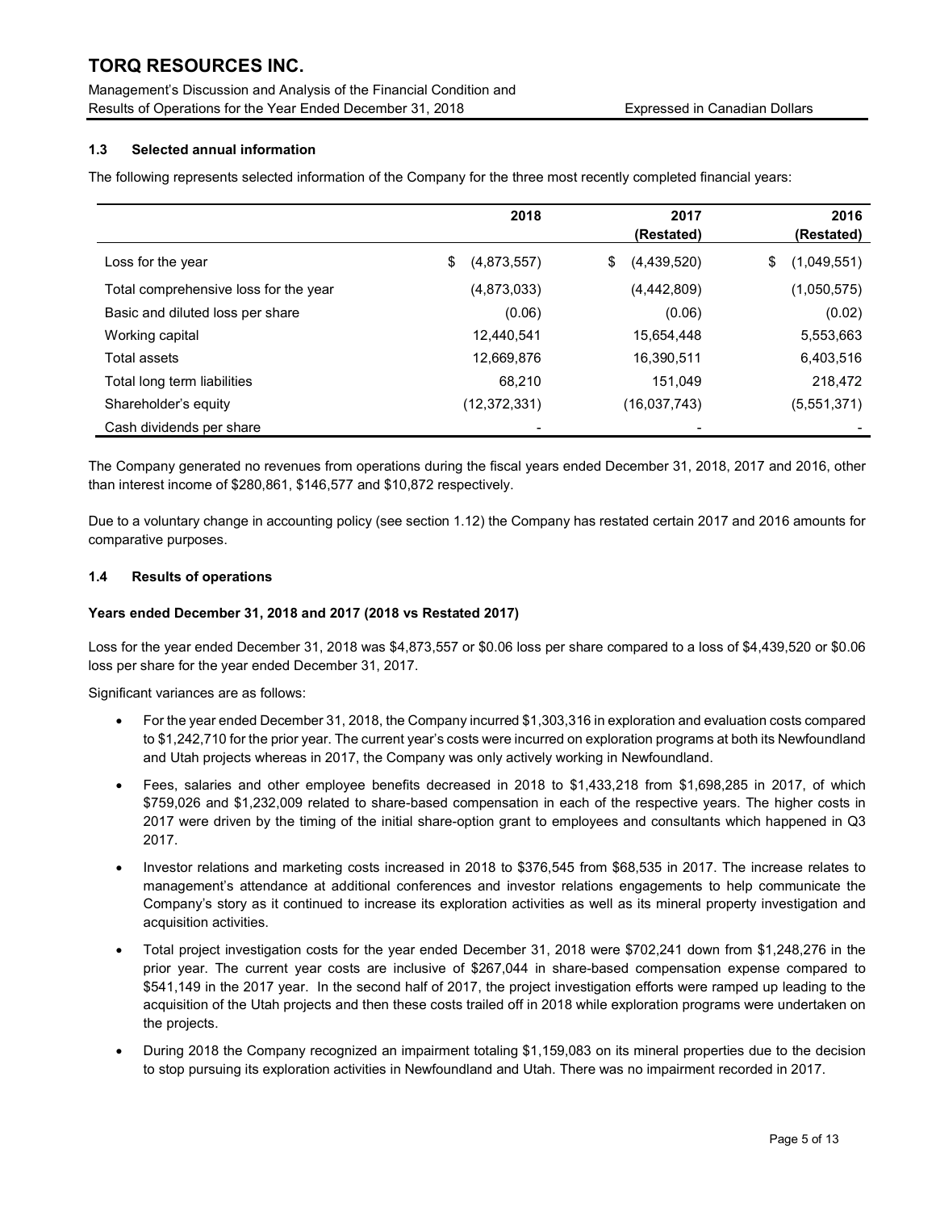### 1.3 Selected annual information

The following represents selected information of the Company for the three most recently completed financial years:

| | 2018 | 2017 (Restated) | 2016 (Restated) |
|---|---|---|---|
| Loss for the year | $ (4,873,557) | $ (4,439,520) | $ (1,049,551) |
| Total comprehensive loss for the year | (4,873,033) | (4,442,809) | (1,050,575) |
| Basic and diluted loss per share | (0.06) | (0.06) | (0.02) |
| Working capital | 12,440,541 | 15,654,448 | 5,553,663 |
| Total assets | 12,669,876 | 16,390,511 | 6,403,516 |
| Total long term liabilities | 68,210 | 151,049 | 218,472 |
| Shareholder's equity | (12,372,331) | (16,037,743) | (5,551,371) |
| Cash dividends per share | - | - | - |

The Company generated no revenues from operations during the fiscal years ended December 31, 2018, 2017 and 2016, other than interest income of $280,861, $146,577 and $10,872 respectively.

Due to a voluntary change in accounting policy (see section 1.12) the Company has restated certain 2017 and 2016 amounts for comparative purposes.

### 1.4 Results of operations

**Years ended December 31, 2018 and 2017 (2018 vs Restated 2017)**

Loss for the year ended December 31, 2018 was $4,873,557 or $0.06 loss per share compared to a loss of $4,439,520 or $0.06 loss per share for the year ended December 31, 2017.

Significant variances are as follows:

- For the year ended December 31, 2018, the Company incurred $1,303,316 in exploration and evaluation costs compared to $1,242,710 for the prior year. The current year's costs were incurred on exploration programs at both its Newfoundland and Utah projects whereas in 2017, the Company was only actively working in Newfoundland.
- Fees, salaries and other employee benefits decreased in 2018 to $1,433,218 from $1,698,285 in 2017, of which $759,026 and $1,232,009 related to share-based compensation in each of the respective years. The higher costs in 2017 were driven by the timing of the initial share-option grant to employees and consultants which happened in Q3 2017.
- Investor relations and marketing costs increased in 2018 to $376,545 from $68,535 in 2017. The increase relates to management's attendance at additional conferences and investor relations engagements to help communicate the Company's story as it continued to increase its exploration activities as well as its mineral property investigation and acquisition activities.
- Total project investigation costs for the year ended December 31, 2018 were $702,241 down from $1,248,276 in the prior year. The current year costs are inclusive of $267,044 in share-based compensation expense compared to $541,149 in the 2017 year. In the second half of 2017, the project investigation efforts were ramped up leading to the acquisition of the Utah projects and then these costs trailed off in 2018 while exploration programs were undertaken on the projects.
- During 2018 the Company recognized an impairment totaling $1,159,083 on its mineral properties due to the decision to stop pursuing its exploration activities in Newfoundland and Utah. There was no impairment recorded in 2017.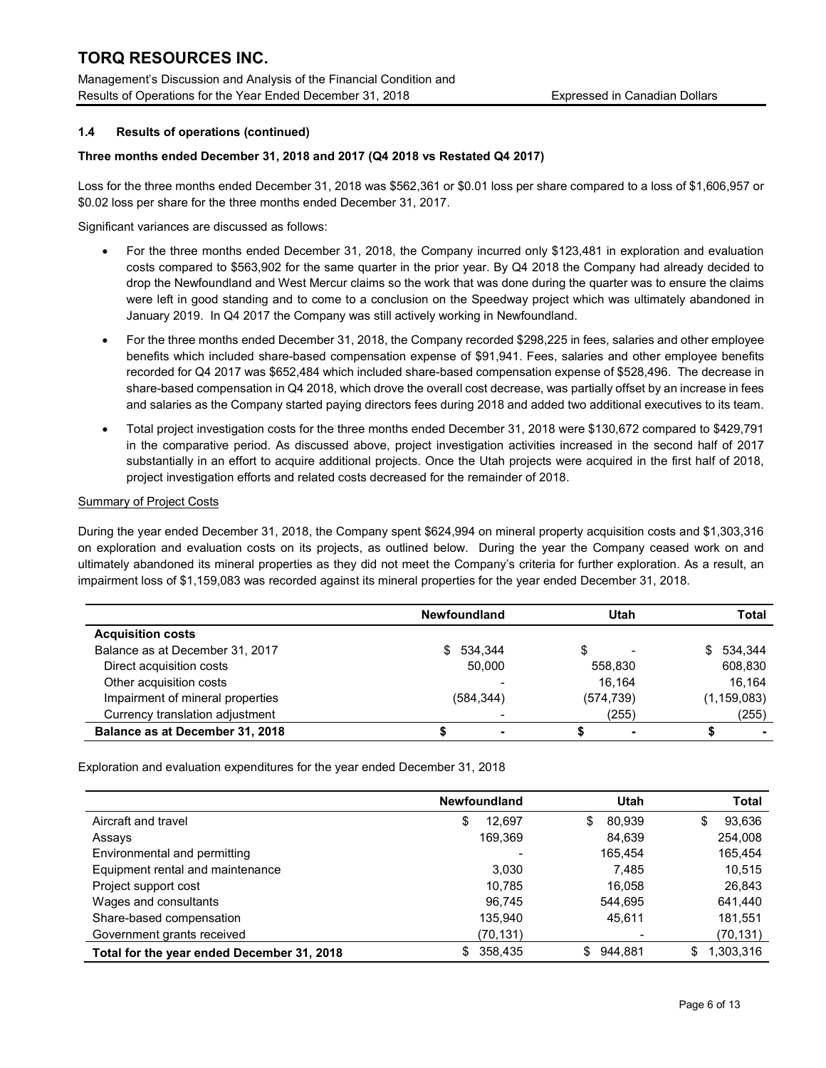### 1.4 Results of operations (continued)

**Three months ended December 31, 2018 and 2017 (Q4 2018 vs Restated Q4 2017)**

Loss for the three months ended December 31, 2018 was $562,361 or $0.01 loss per share compared to a loss of $1,606,957 or $0.02 loss per share for the three months ended December 31, 2017.

Significant variances are discussed as follows:

- For the three months ended December 31, 2018, the Company incurred only $123,481 in exploration and evaluation costs compared to $563,902 for the same quarter in the prior year. By Q4 2018 the Company had already decided to drop the Newfoundland and West Mercur claims so the work that was done during the quarter was to ensure the claims were left in good standing and to come to a conclusion on the Speedway project which was ultimately abandoned in January 2019. In Q4 2017 the Company was still actively working in Newfoundland.
- For the three months ended December 31, 2018, the Company recorded $298,225 in fees, salaries and other employee benefits which included share-based compensation expense of $91,941. Fees, salaries and other employee benefits recorded for Q4 2017 was $652,484 which included share-based compensation expense of $528,496. The decrease in share-based compensation in Q4 2018, which drove the overall cost decrease, was partially offset by an increase in fees and salaries as the Company started paying directors fees during 2018 and added two additional executives to its team.
- Total project investigation costs for the three months ended December 31, 2018 were $130,672 compared to $429,791 in the comparative period. As discussed above, project investigation activities increased in the second half of 2017 substantially in an effort to acquire additional projects. Once the Utah projects were acquired in the first half of 2018, project investigation efforts and related costs decreased for the remainder of 2018.

Summary of Project Costs

During the year ended December 31, 2018, the Company spent $624,994 on mineral property acquisition costs and $1,303,316 on exploration and evaluation costs on its projects, as outlined below. During the year the Company ceased work on and ultimately abandoned its mineral properties as they did not meet the Company's criteria for further exploration. As a result, an impairment loss of $1,159,083 was recorded against its mineral properties for the year ended December 31, 2018.

| | Newfoundland | Utah | Total |
|---|---|---|---|
| **Acquisition costs** | | | |
| Balance as at December 31, 2017 | $ 534,344 | $ - | $ 534,344 |
| Direct acquisition costs | 50,000 | 558,830 | 608,830 |
| Other acquisition costs | - | 16,164 | 16,164 |
| Impairment of mineral properties | (584,344) | (574,739) | (1,159,083) |
| Currency translation adjustment | - | (255) | (255) |
| **Balance as at December 31, 2018** | **$ -** | **$ -** | **$ -** |

Exploration and evaluation expenditures for the year ended December 31, 2018

| | Newfoundland | Utah | Total |
|---|---|---|---|
| Aircraft and travel | $ 12,697 | $ 80,939 | $ 93,636 |
| Assays | 169,369 | 84,639 | 254,008 |
| Environmental and permitting | - | 165,454 | 165,454 |
| Equipment rental and maintenance | 3,030 | 7,485 | 10,515 |
| Project support cost | 10,785 | 16,058 | 26,843 |
| Wages and consultants | 96,745 | 544,695 | 641,440 |
| Share-based compensation | 135,940 | 45,611 | 181,551 |
| Government grants received | (70,131) | - | (70,131) |
| **Total for the year ended December 31, 2018** | $ 358,435 | $ 944,881 | $ 1,303,316 |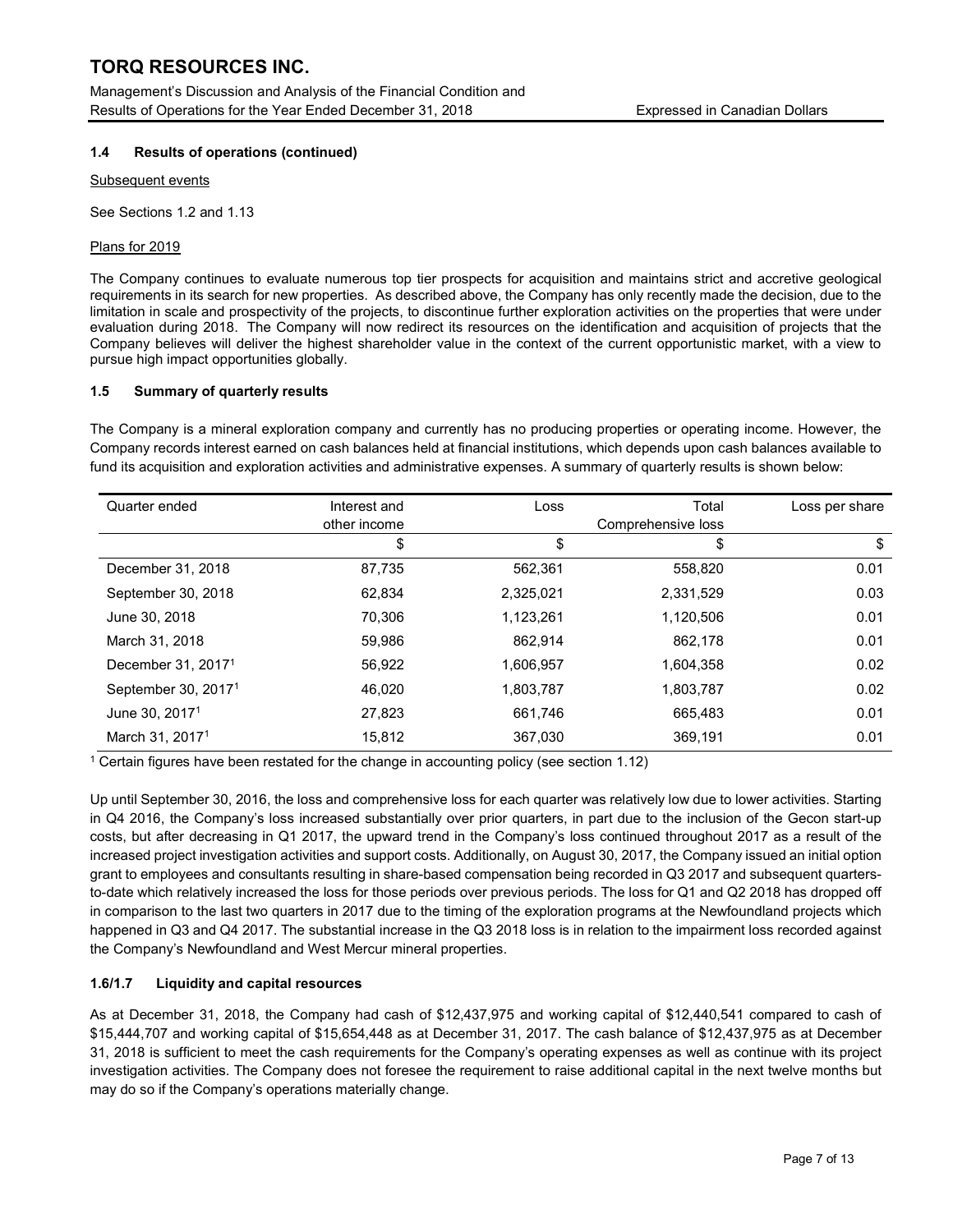### 1.4 Results of operations (continued)

Subsequent events

See Sections 1.2 and 1.13

Plans for 2019

The Company continues to evaluate numerous top tier prospects for acquisition and maintains strict and accretive geological requirements in its search for new properties. As described above, the Company has only recently made the decision, due to the limitation in scale and prospectivity of the projects, to discontinue further exploration activities on the properties that were under evaluation during 2018. The Company will now redirect its resources on the identification and acquisition of projects that the Company believes will deliver the highest shareholder value in the context of the current opportunistic market, with a view to pursue high impact opportunities globally.

### 1.5 Summary of quarterly results

The Company is a mineral exploration company and currently has no producing properties or operating income. However, the Company records interest earned on cash balances held at financial institutions, which depends upon cash balances available to fund its acquisition and exploration activities and administrative expenses. A summary of quarterly results is shown below:

| Quarter ended | Interest and other income | Loss | Total Comprehensive loss | Loss per share |
|---|---|---|---|---|
| | $ | $ | $ | $ |
| December 31, 2018 | 87,735 | 562,361 | 558,820 | 0.01 |
| September 30, 2018 | 62,834 | 2,325,021 | 2,331,529 | 0.03 |
| June 30, 2018 | 70,306 | 1,123,261 | 1,120,506 | 0.01 |
| March 31, 2018 | 59,986 | 862,914 | 862,178 | 0.01 |
| December 31, 2017[1] | 56,922 | 1,606,957 | 1,604,358 | 0.02 |
| September 30, 2017[1] | 46,020 | 1,803,787 | 1,803,787 | 0.02 |
| June 30, 2017[1] | 27,823 | 661,746 | 665,483 | 0.01 |
| March 31, 2017[1] | 15,812 | 367,030 | 369,191 | 0.01 |

[1] Certain figures have been restated for the change in accounting policy (see section 1.12)

Up until September 30, 2016, the loss and comprehensive loss for each quarter was relatively low due to lower activities. Starting in Q4 2016, the Company's loss increased substantially over prior quarters, in part due to the inclusion of the Gecon start-up costs, but after decreasing in Q1 2017, the upward trend in the Company's loss continued throughout 2017 as a result of the increased project investigation activities and support costs. Additionally, on August 30, 2017, the Company issued an initial option grant to employees and consultants resulting in share-based compensation being recorded in Q3 2017 and subsequent quarters-to-date which relatively increased the loss for those periods over previous periods. The loss for Q1 and Q2 2018 has dropped off in comparison to the last two quarters in 2017 due to the timing of the exploration programs at the Newfoundland projects which happened in Q3 and Q4 2017. The substantial increase in the Q3 2018 loss is in relation to the impairment loss recorded against the Company's Newfoundland and West Mercur mineral properties.

### 1.6/1.7 Liquidity and capital resources

As at December 31, 2018, the Company had cash of $12,437,975 and working capital of $12,440,541 compared to cash of $15,444,707 and working capital of $15,654,448 as at December 31, 2017. The cash balance of $12,437,975 as at December 31, 2018 is sufficient to meet the cash requirements for the Company's operating expenses as well as continue with its project investigation activities. The Company does not foresee the requirement to raise additional capital in the next twelve months but may do so if the Company's operations materially change.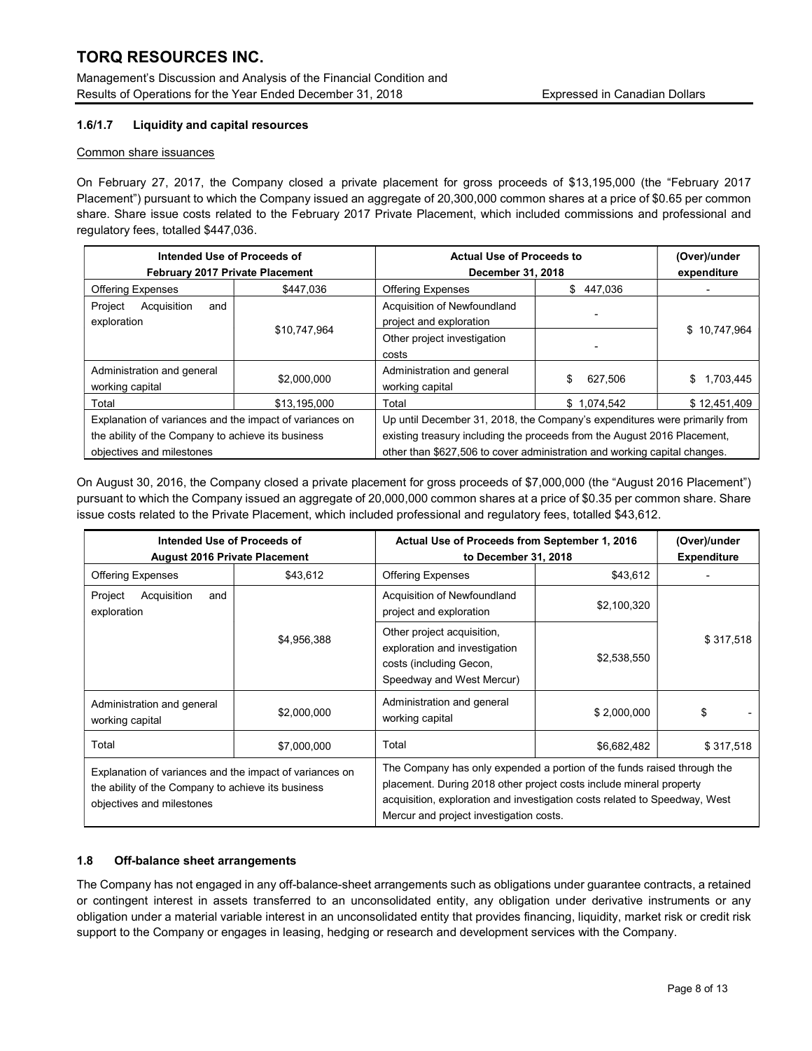### 1.6/1.7 Liquidity and capital resources

Common share issuances

On February 27, 2017, the Company closed a private placement for gross proceeds of $13,195,000 (the "February 2017 Placement") pursuant to which the Company issued an aggregate of 20,300,000 common shares at a price of $0.65 per common share. Share issue costs related to the February 2017 Private Placement, which included commissions and professional and regulatory fees, totalled $447,036.

| Intended Use of Proceeds of February 2017 Private Placement | | Actual Use of Proceeds to December 31, 2018 | | (Over)/under expenditure |
|---|---|---|---|---|
| Offering Expenses | $447,036 | Offering Expenses | $ 447,036 | - |
| Project Acquisition and exploration | $10,747,964 | Acquisition of Newfoundland project and exploration | - | $ 10,747,964 |
| | | Other project investigation costs | - | |
| Administration and general working capital | $2,000,000 | Administration and general working capital | $ 627,506 | $ 1,703,445 |
| Total | $13,195,000 | Total | $ 1,074,542 | $ 12,451,409 |
| Explanation of variances and the impact of variances on the ability of the Company to achieve its business objectives and milestones | | Up until December 31, 2018, the Company's expenditures were primarily from existing treasury including the proceeds from the August 2016 Placement, other than $627,506 to cover administration and working capital changes. | | |

On August 30, 2016, the Company closed a private placement for gross proceeds of $7,000,000 (the "August 2016 Placement") pursuant to which the Company issued an aggregate of 20,000,000 common shares at a price of $0.35 per common share. Share issue costs related to the Private Placement, which included professional and regulatory fees, totalled $43,612.

| Intended Use of Proceeds of August 2016 Private Placement | | Actual Use of Proceeds from September 1, 2016 to December 31, 2018 | | (Over)/under Expenditure |
|---|---|---|---|---|
| Offering Expenses | $43,612 | Offering Expenses | $43,612 | - |
| Project Acquisition and exploration | $4,956,388 | Acquisition of Newfoundland project and exploration | $2,100,320 | $ 317,518 |
| | | Other project acquisition, exploration and investigation costs (including Gecon, Speedway and West Mercur) | $2,538,550 | |
| Administration and general working capital | $2,000,000 | Administration and general working capital | $ 2,000,000 | $ - |
| Total | $7,000,000 | Total | $6,682,482 | $ 317,518 |
| Explanation of variances and the impact of variances on the ability of the Company to achieve its business objectives and milestones | | The Company has only expended a portion of the funds raised through the placement. During 2018 other project costs include mineral property acquisition, exploration and investigation costs related to Speedway, West Mercur and project investigation costs. | | |

### 1.8 Off-balance sheet arrangements

The Company has not engaged in any off-balance-sheet arrangements such as obligations under guarantee contracts, a retained or contingent interest in assets transferred to an unconsolidated entity, any obligation under derivative instruments or any obligation under a material variable interest in an unconsolidated entity that provides financing, liquidity, market risk or credit risk support to the Company or engages in leasing, hedging or research and development services with the Company.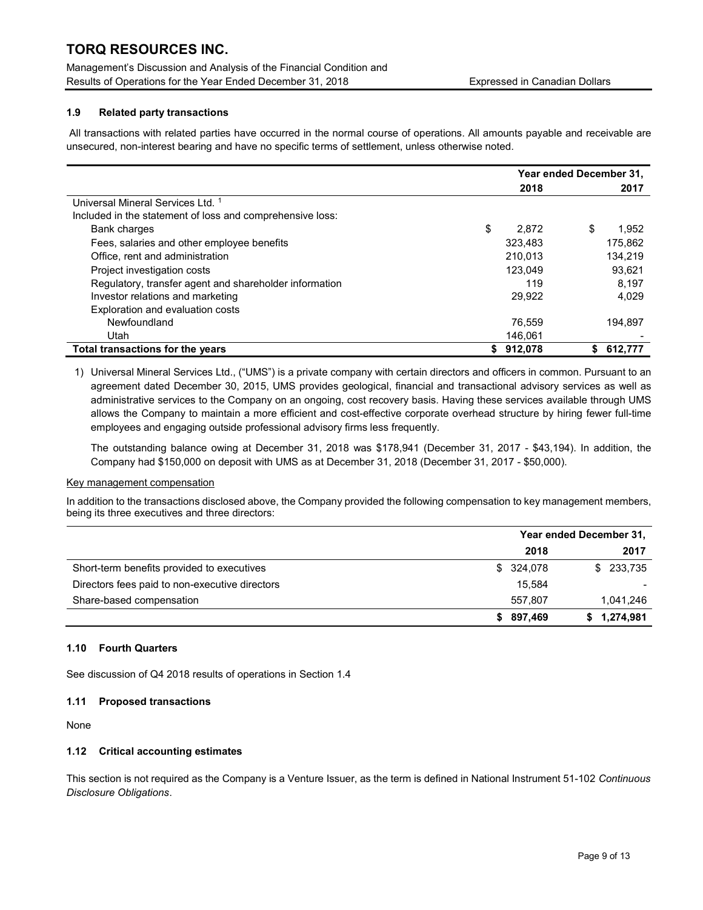### 1.9 Related party transactions

All transactions with related parties have occurred in the normal course of operations. All amounts payable and receivable are unsecured, non-interest bearing and have no specific terms of settlement, unless otherwise noted.

| | Year ended December 31, | |
|---|---|---|
| | 2018 | 2017 |
| Universal Mineral Services Ltd. [1] | | |
| Included in the statement of loss and comprehensive loss: | | |
| Bank charges | $ 2,872 | $ 1,952 |
| Fees, salaries and other employee benefits | 323,483 | 175,862 |
| Office, rent and administration | 210,013 | 134,219 |
| Project investigation costs | 123,049 | 93,621 |
| Regulatory, transfer agent and shareholder information | 119 | 8,197 |
| Investor relations and marketing | 29,922 | 4,029 |
| Exploration and evaluation costs | | |
| Newfoundland | 76,559 | 194,897 |
| Utah | 146,061 | - |
| **Total transactions for the years** | **$ 912,078** | **$ 612,777** |

1) Universal Mineral Services Ltd., ("UMS") is a private company with certain directors and officers in common. Pursuant to an agreement dated December 30, 2015, UMS provides geological, financial and transactional advisory services as well as administrative services to the Company on an ongoing, cost recovery basis. Having these services available through UMS allows the Company to maintain a more efficient and cost-effective corporate overhead structure by hiring fewer full-time employees and engaging outside professional advisory firms less frequently.

   The outstanding balance owing at December 31, 2018 was $178,941 (December 31, 2017 - $43,194). In addition, the Company had $150,000 on deposit with UMS as at December 31, 2018 (December 31, 2017 - $50,000).

Key management compensation

In addition to the transactions disclosed above, the Company provided the following compensation to key management members, being its three executives and three directors:

| | Year ended December 31, | |
|---|---|---|
| | 2018 | 2017 |
| Short-term benefits provided to executives | $ 324,078 | $ 233,735 |
| Directors fees paid to non-executive directors | 15,584 | - |
| Share-based compensation | 557,807 | 1,041,246 |
| | **$ 897,469** | **$ 1,274,981** |

### 1.10 Fourth Quarters

See discussion of Q4 2018 results of operations in Section 1.4

### 1.11 Proposed transactions

None

### 1.12 Critical accounting estimates

This section is not required as the Company is a Venture Issuer, as the term is defined in National Instrument 51-102 *Continuous Disclosure Obligations*.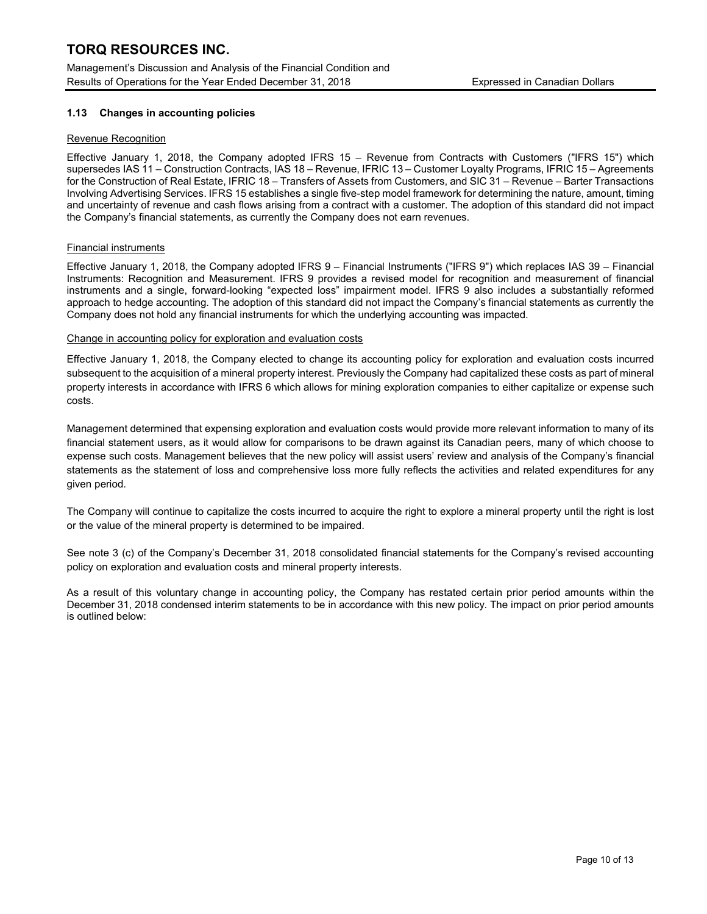### 1.13 Changes in accounting policies

Revenue Recognition

Effective January 1, 2018, the Company adopted IFRS 15 – Revenue from Contracts with Customers ("IFRS 15") which supersedes IAS 11 – Construction Contracts, IAS 18 – Revenue, IFRIC 13 – Customer Loyalty Programs, IFRIC 15 – Agreements for the Construction of Real Estate, IFRIC 18 – Transfers of Assets from Customers, and SIC 31 – Revenue – Barter Transactions Involving Advertising Services. IFRS 15 establishes a single five-step model framework for determining the nature, amount, timing and uncertainty of revenue and cash flows arising from a contract with a customer. The adoption of this standard did not impact the Company's financial statements, as currently the Company does not earn revenues.

Financial instruments

Effective January 1, 2018, the Company adopted IFRS 9 – Financial Instruments ("IFRS 9") which replaces IAS 39 – Financial Instruments: Recognition and Measurement. IFRS 9 provides a revised model for recognition and measurement of financial instruments and a single, forward-looking "expected loss" impairment model. IFRS 9 also includes a substantially reformed approach to hedge accounting. The adoption of this standard did not impact the Company's financial statements as currently the Company does not hold any financial instruments for which the underlying accounting was impacted.

Change in accounting policy for exploration and evaluation costs

Effective January 1, 2018, the Company elected to change its accounting policy for exploration and evaluation costs incurred subsequent to the acquisition of a mineral property interest. Previously the Company had capitalized these costs as part of mineral property interests in accordance with IFRS 6 which allows for mining exploration companies to either capitalize or expense such costs.

Management determined that expensing exploration and evaluation costs would provide more relevant information to many of its financial statement users, as it would allow for comparisons to be drawn against its Canadian peers, many of which choose to expense such costs. Management believes that the new policy will assist users' review and analysis of the Company's financial statements as the statement of loss and comprehensive loss more fully reflects the activities and related expenditures for any given period.

The Company will continue to capitalize the costs incurred to acquire the right to explore a mineral property until the right is lost or the value of the mineral property is determined to be impaired.

See note 3 (c) of the Company's December 31, 2018 consolidated financial statements for the Company's revised accounting policy on exploration and evaluation costs and mineral property interests.

As a result of this voluntary change in accounting policy, the Company has restated certain prior period amounts within the December 31, 2018 condensed interim statements to be in accordance with this new policy. The impact on prior period amounts is outlined below: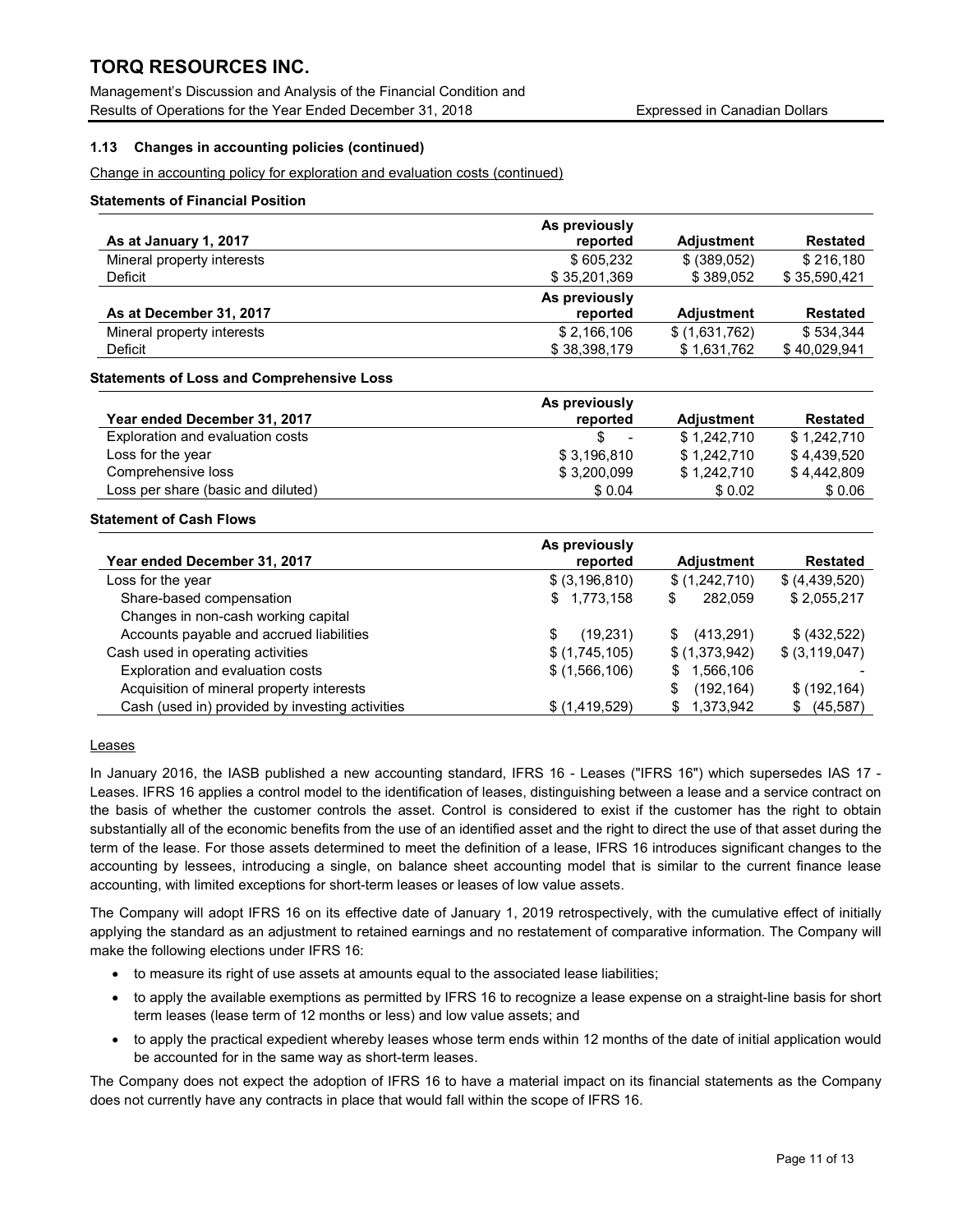### 1.13 Changes in accounting policies (continued)

Change in accounting policy for exploration and evaluation costs (continued)

**Statements of Financial Position**

| As at January 1, 2017 | As previously reported | Adjustment | Restated |
|---|---|---|---|
| Mineral property interests | $ 605,232 | $ (389,052) | $ 216,180 |
| Deficit | $ 35,201,369 | $ 389,052 | $ 35,590,421 |

| As at December 31, 2017 | As previously reported | Adjustment | Restated |
|---|---|---|---|
| Mineral property interests | $ 2,166,106 | $ (1,631,762) | $ 534,344 |
| Deficit | $ 38,398,179 | $ 1,631,762 | $ 40,029,941 |

**Statements of Loss and Comprehensive Loss**

| Year ended December 31, 2017 | As previously reported | Adjustment | Restated |
|---|---|---|---|
| Exploration and evaluation costs | $ - | $ 1,242,710 | $ 1,242,710 |
| Loss for the year | $ 3,196,810 | $ 1,242,710 | $ 4,439,520 |
| Comprehensive loss | $ 3,200,099 | $ 1,242,710 | $ 4,442,809 |
| Loss per share (basic and diluted) | $ 0.04 | $ 0.02 | $ 0.06 |

**Statement of Cash Flows**

| Year ended December 31, 2017 | As previously reported | Adjustment | Restated |
|---|---|---|---|
| Loss for the year | $ (3,196,810) | $ (1,242,710) | $ (4,439,520) |
| Share-based compensation | $ 1,773,158 | $ 282,059 | $ 2,055,217 |
| Changes in non-cash working capital | | | |
| Accounts payable and accrued liabilities | $ (19,231) | $ (413,291) | $ (432,522) |
| Cash used in operating activities | $ (1,745,105) | $ (1,373,942) | $ (3,119,047) |
| Exploration and evaluation costs | $ (1,566,106) | $ 1,566,106 | - |
| Acquisition of mineral property interests | | $ (192,164) | $ (192,164) |
| Cash (used in) provided by investing activities | $ (1,419,529) | $ 1,373,942 | $ (45,587) |

Leases

In January 2016, the IASB published a new accounting standard, IFRS 16 - Leases ("IFRS 16") which supersedes IAS 17 - Leases. IFRS 16 applies a control model to the identification of leases, distinguishing between a lease and a service contract on the basis of whether the customer controls the asset. Control is considered to exist if the customer has the right to obtain substantially all of the economic benefits from the use of an identified asset and the right to direct the use of that asset during the term of the lease. For those assets determined to meet the definition of a lease, IFRS 16 introduces significant changes to the accounting by lessees, introducing a single, on balance sheet accounting model that is similar to the current finance lease accounting, with limited exceptions for short-term leases or leases of low value assets.

The Company will adopt IFRS 16 on its effective date of January 1, 2019 retrospectively, with the cumulative effect of initially applying the standard as an adjustment to retained earnings and no restatement of comparative information. The Company will make the following elections under IFRS 16:

- to measure its right of use assets at amounts equal to the associated lease liabilities;
- to apply the available exemptions as permitted by IFRS 16 to recognize a lease expense on a straight-line basis for short term leases (lease term of 12 months or less) and low value assets; and
- to apply the practical expedient whereby leases whose term ends within 12 months of the date of initial application would be accounted for in the same way as short-term leases.

The Company does not expect the adoption of IFRS 16 to have a material impact on its financial statements as the Company does not currently have any contracts in place that would fall within the scope of IFRS 16.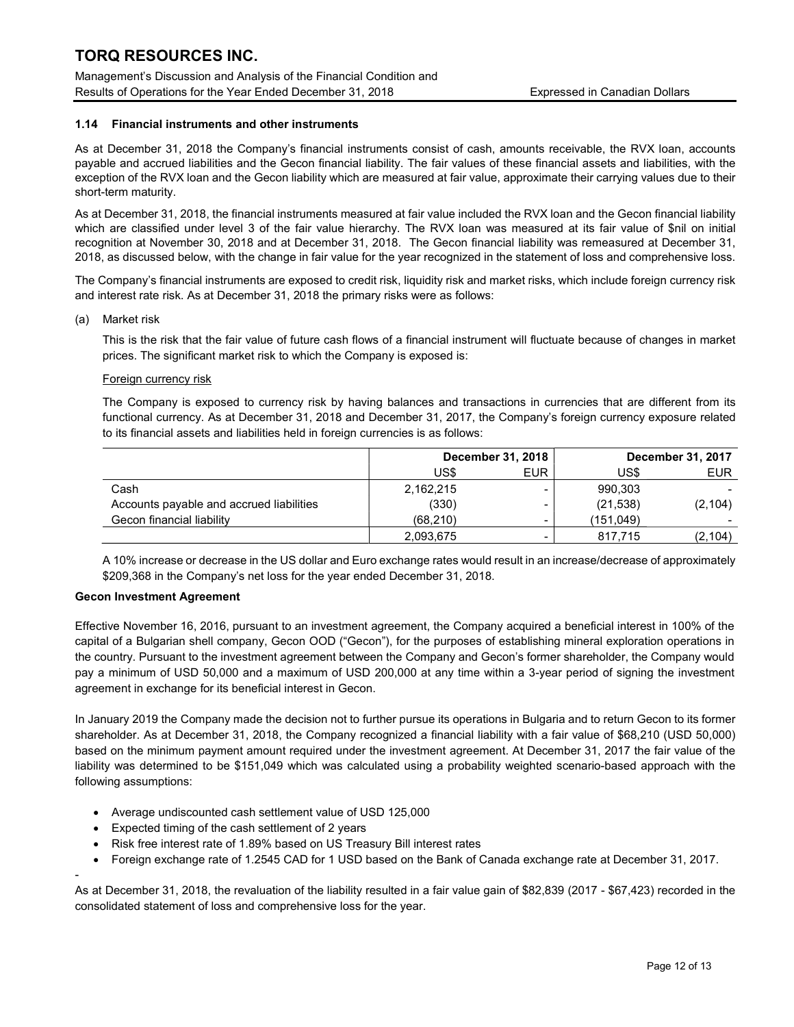### 1.14 Financial instruments and other instruments

As at December 31, 2018 the Company's financial instruments consist of cash, amounts receivable, the RVX loan, accounts payable and accrued liabilities and the Gecon financial liability. The fair values of these financial assets and liabilities, with the exception of the RVX loan and the Gecon liability which are measured at fair value, approximate their carrying values due to their short-term maturity.

As at December 31, 2018, the financial instruments measured at fair value included the RVX loan and the Gecon financial liability which are classified under level 3 of the fair value hierarchy. The RVX loan was measured at its fair value of $nil on initial recognition at November 30, 2018 and at December 31, 2018. The Gecon financial liability was remeasured at December 31, 2018, as discussed below, with the change in fair value for the year recognized in the statement of loss and comprehensive loss.

The Company's financial instruments are exposed to credit risk, liquidity risk and market risks, which include foreign currency risk and interest rate risk. As at December 31, 2018 the primary risks were as follows:

(a) Market risk

This is the risk that the fair value of future cash flows of a financial instrument will fluctuate because of changes in market prices. The significant market risk to which the Company is exposed is:

Foreign currency risk

The Company is exposed to currency risk by having balances and transactions in currencies that are different from its functional currency. As at December 31, 2018 and December 31, 2017, the Company's foreign currency exposure related to its financial assets and liabilities held in foreign currencies is as follows:

| | December 31, 2018 | | December 31, 2017 | |
|---|---|---|---|---|
| | US$ | EUR | US$ | EUR |
| Cash | 2,162,215 | - | 990,303 | - |
| Accounts payable and accrued liabilities | (330) | - | (21,538) | (2,104) |
| Gecon financial liability | (68,210) | - | (151,049) | - |
| | 2,093,675 | - | 817,715 | (2,104) |

A 10% increase or decrease in the US dollar and Euro exchange rates would result in an increase/decrease of approximately $209,368 in the Company's net loss for the year ended December 31, 2018.

**Gecon Investment Agreement**

Effective November 16, 2016, pursuant to an investment agreement, the Company acquired a beneficial interest in 100% of the capital of a Bulgarian shell company, Gecon OOD ("Gecon"), for the purposes of establishing mineral exploration operations in the country. Pursuant to the investment agreement between the Company and Gecon's former shareholder, the Company would pay a minimum of USD 50,000 and a maximum of USD 200,000 at any time within a 3-year period of signing the investment agreement in exchange for its beneficial interest in Gecon.

In January 2019 the Company made the decision not to further pursue its operations in Bulgaria and to return Gecon to its former shareholder. As at December 31, 2018, the Company recognized a financial liability with a fair value of $68,210 (USD 50,000) based on the minimum payment amount required under the investment agreement. At December 31, 2017 the fair value of the liability was determined to be $151,049 which was calculated using a probability weighted scenario-based approach with the following assumptions:

- Average undiscounted cash settlement value of USD 125,000
- Expected timing of the cash settlement of 2 years
- Risk free interest rate of 1.89% based on US Treasury Bill interest rates
- Foreign exchange rate of 1.2545 CAD for 1 USD based on the Bank of Canada exchange rate at December 31, 2017.

-

As at December 31, 2018, the revaluation of the liability resulted in a fair value gain of $82,839 (2017 - $67,423) recorded in the consolidated statement of loss and comprehensive loss for the year.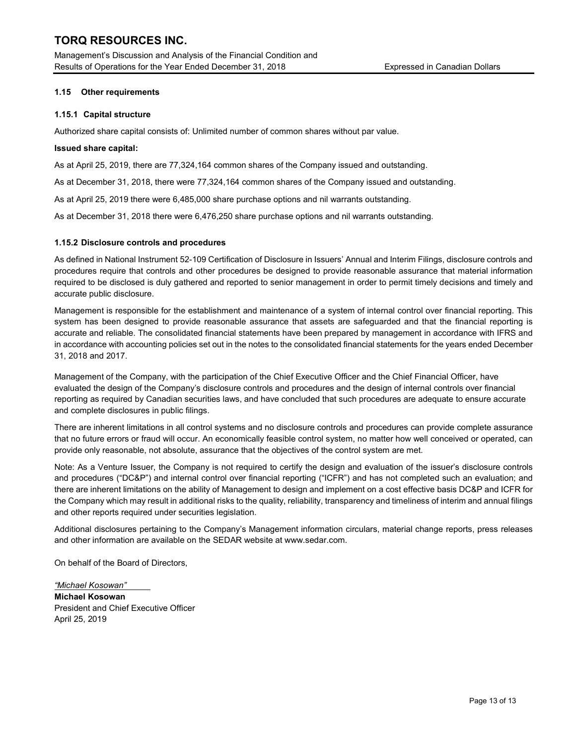### 1.15 Other requirements

#### 1.15.1 Capital structure

Authorized share capital consists of: Unlimited number of common shares without par value.

**Issued share capital:**

As at April 25, 2019, there are 77,324,164 common shares of the Company issued and outstanding.

As at December 31, 2018, there were 77,324,164 common shares of the Company issued and outstanding.

As at April 25, 2019 there were 6,485,000 share purchase options and nil warrants outstanding.

As at December 31, 2018 there were 6,476,250 share purchase options and nil warrants outstanding.

#### 1.15.2 Disclosure controls and procedures

As defined in National Instrument 52-109 Certification of Disclosure in Issuers' Annual and Interim Filings, disclosure controls and procedures require that controls and other procedures be designed to provide reasonable assurance that material information required to be disclosed is duly gathered and reported to senior management in order to permit timely decisions and timely and accurate public disclosure.

Management is responsible for the establishment and maintenance of a system of internal control over financial reporting. This system has been designed to provide reasonable assurance that assets are safeguarded and that the financial reporting is accurate and reliable. The consolidated financial statements have been prepared by management in accordance with IFRS and in accordance with accounting policies set out in the notes to the consolidated financial statements for the years ended December 31, 2018 and 2017.

Management of the Company, with the participation of the Chief Executive Officer and the Chief Financial Officer, have evaluated the design of the Company's disclosure controls and procedures and the design of internal controls over financial reporting as required by Canadian securities laws, and have concluded that such procedures are adequate to ensure accurate and complete disclosures in public filings.

There are inherent limitations in all control systems and no disclosure controls and procedures can provide complete assurance that no future errors or fraud will occur. An economically feasible control system, no matter how well conceived or operated, can provide only reasonable, not absolute, assurance that the objectives of the control system are met.

Note: As a Venture Issuer, the Company is not required to certify the design and evaluation of the issuer's disclosure controls and procedures ("DC&P") and internal control over financial reporting ("ICFR") and has not completed such an evaluation; and there are inherent limitations on the ability of Management to design and implement on a cost effective basis DC&P and ICFR for the Company which may result in additional risks to the quality, reliability, transparency and timeliness of interim and annual filings and other reports required under securities legislation.

Additional disclosures pertaining to the Company's Management information circulars, material change reports, press releases and other information are available on the SEDAR website at www.sedar.com.

On behalf of the Board of Directors,

*"Michael Kosowan"*

**Michael Kosowan**
President and Chief Executive Officer
April 25, 2019